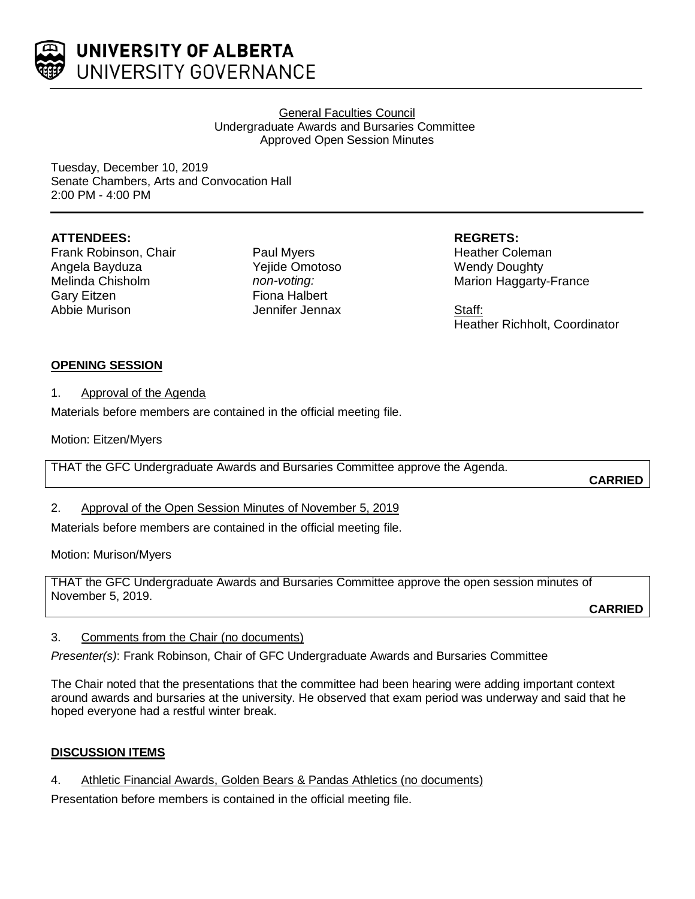**UNIVERSITY OF ALBERTA**
UNIVERSITY GOVERNANCE

General Faculties Council
Undergraduate Awards and Bursaries Committee
Approved Open Session Minutes

Tuesday, December 10, 2019
Senate Chambers, Arts and Convocation Hall
2:00 PM - 4:00 PM

**ATTENDEES:**
Frank Robinson, Chair
Angela Bayduza
Melinda Chisholm
Gary Eitzen
Abbie Murison
Paul Myers
Yejide Omotoso
*non-voting:*
Fiona Halbert
Jennifer Jennax

**REGRETS:**
Heather Coleman
Wendy Doughty
Marion Haggarty-France

Staff:
Heather Richholt, Coordinator

**OPENING SESSION**

1. Approval of the Agenda

Materials before members are contained in the official meeting file.

Motion: Eitzen/Myers

THAT the GFC Undergraduate Awards and Bursaries Committee approve the Agenda.

**CARRIED**

2. Approval of the Open Session Minutes of November 5, 2019

Materials before members are contained in the official meeting file.

Motion: Murison/Myers

THAT the GFC Undergraduate Awards and Bursaries Committee approve the open session minutes of November 5, 2019.

**CARRIED**

3. Comments from the Chair (no documents)

*Presenter(s)*: Frank Robinson, Chair of GFC Undergraduate Awards and Bursaries Committee

The Chair noted that the presentations that the committee had been hearing were adding important context around awards and bursaries at the university. He observed that exam period was underway and said that he hoped everyone had a restful winter break.

**DISCUSSION ITEMS**

4. Athletic Financial Awards, Golden Bears & Pandas Athletics (no documents)

Presentation before members is contained in the official meeting file.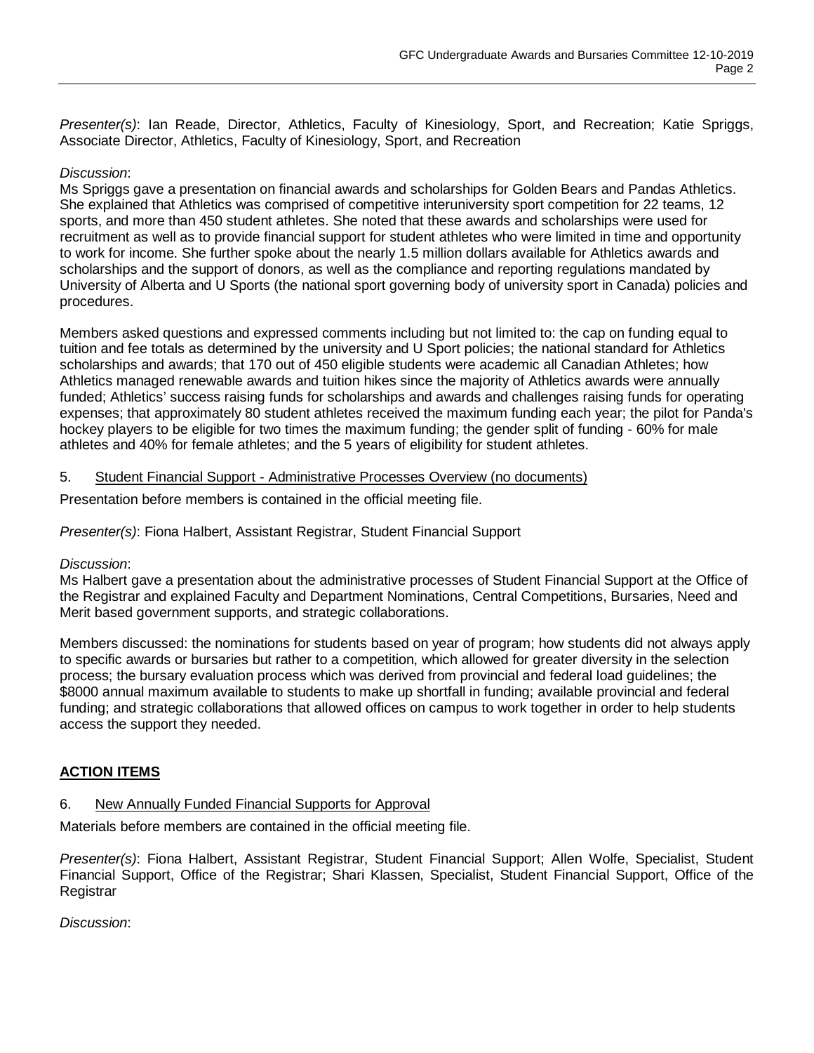*Presenter(s)*: Ian Reade, Director, Athletics, Faculty of Kinesiology, Sport, and Recreation; Katie Spriggs, Associate Director, Athletics, Faculty of Kinesiology, Sport, and Recreation

*Discussion*:
Ms Spriggs gave a presentation on financial awards and scholarships for Golden Bears and Pandas Athletics. She explained that Athletics was comprised of competitive interuniversity sport competition for 22 teams, 12 sports, and more than 450 student athletes. She noted that these awards and scholarships were used for recruitment as well as to provide financial support for student athletes who were limited in time and opportunity to work for income. She further spoke about the nearly 1.5 million dollars available for Athletics awards and scholarships and the support of donors, as well as the compliance and reporting regulations mandated by University of Alberta and U Sports (the national sport governing body of university sport in Canada) policies and procedures.

Members asked questions and expressed comments including but not limited to: the cap on funding equal to tuition and fee totals as determined by the university and U Sport policies; the national standard for Athletics scholarships and awards; that 170 out of 450 eligible students were academic all Canadian Athletes; how Athletics managed renewable awards and tuition hikes since the majority of Athletics awards were annually funded; Athletics' success raising funds for scholarships and awards and challenges raising funds for operating expenses; that approximately 80 student athletes received the maximum funding each year; the pilot for Panda's hockey players to be eligible for two times the maximum funding; the gender split of funding - 60% for male athletes and 40% for female athletes; and the 5 years of eligibility for student athletes.

5. <u>Student Financial Support - Administrative Processes Overview (no documents)</u>

Presentation before members is contained in the official meeting file.

*Presenter(s)*: Fiona Halbert, Assistant Registrar, Student Financial Support

*Discussion*:
Ms Halbert gave a presentation about the administrative processes of Student Financial Support at the Office of the Registrar and explained Faculty and Department Nominations, Central Competitions, Bursaries, Need and Merit based government supports, and strategic collaborations.

Members discussed: the nominations for students based on year of program; how students did not always apply to specific awards or bursaries but rather to a competition, which allowed for greater diversity in the selection process; the bursary evaluation process which was derived from provincial and federal load guidelines; the $8000 annual maximum available to students to make up shortfall in funding; available provincial and federal funding; and strategic collaborations that allowed offices on campus to work together in order to help students access the support they needed.

## **<u>ACTION ITEMS</u>**

6. <u>New Annually Funded Financial Supports for Approval</u>

Materials before members are contained in the official meeting file.

*Presenter(s)*: Fiona Halbert, Assistant Registrar, Student Financial Support; Allen Wolfe, Specialist, Student Financial Support, Office of the Registrar; Shari Klassen, Specialist, Student Financial Support, Office of the Registrar

*Discussion*: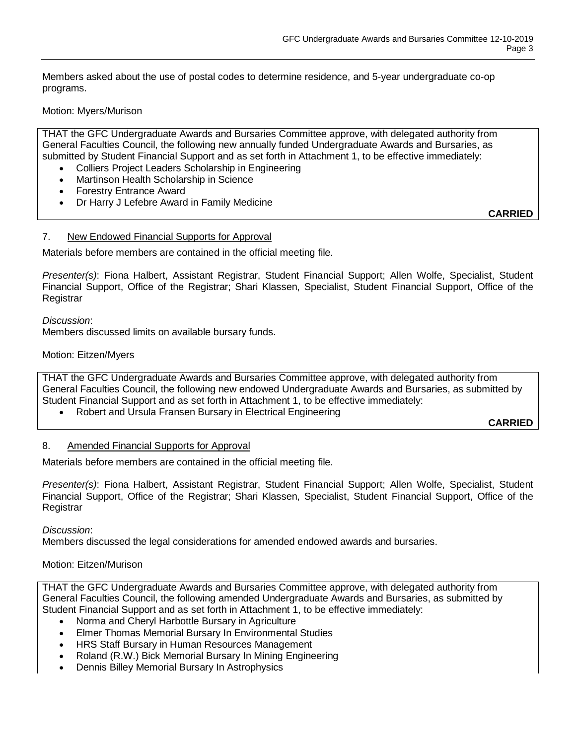Members asked about the use of postal codes to determine residence, and 5-year undergraduate co-op programs.

Motion: Myers/Murison

THAT the GFC Undergraduate Awards and Bursaries Committee approve, with delegated authority from General Faculties Council, the following new annually funded Undergraduate Awards and Bursaries, as submitted by Student Financial Support and as set forth in Attachment 1, to be effective immediately:

- Colliers Project Leaders Scholarship in Engineering
- Martinson Health Scholarship in Science
- Forestry Entrance Award
- Dr Harry J Lefebre Award in Family Medicine

**CARRIED**

7. New Endowed Financial Supports for Approval

Materials before members are contained in the official meeting file.

*Presenter(s)*: Fiona Halbert, Assistant Registrar, Student Financial Support; Allen Wolfe, Specialist, Student Financial Support, Office of the Registrar; Shari Klassen, Specialist, Student Financial Support, Office of the Registrar

*Discussion*:
Members discussed limits on available bursary funds.

Motion: Eitzen/Myers

THAT the GFC Undergraduate Awards and Bursaries Committee approve, with delegated authority from General Faculties Council, the following new endowed Undergraduate Awards and Bursaries, as submitted by Student Financial Support and as set forth in Attachment 1, to be effective immediately:

- Robert and Ursula Fransen Bursary in Electrical Engineering

**CARRIED**

8. Amended Financial Supports for Approval

Materials before members are contained in the official meeting file.

*Presenter(s)*: Fiona Halbert, Assistant Registrar, Student Financial Support; Allen Wolfe, Specialist, Student Financial Support, Office of the Registrar; Shari Klassen, Specialist, Student Financial Support, Office of the Registrar

*Discussion*:
Members discussed the legal considerations for amended endowed awards and bursaries.

Motion: Eitzen/Murison

THAT the GFC Undergraduate Awards and Bursaries Committee approve, with delegated authority from General Faculties Council, the following amended Undergraduate Awards and Bursaries, as submitted by Student Financial Support and as set forth in Attachment 1, to be effective immediately:

- Norma and Cheryl Harbottle Bursary in Agriculture
- Elmer Thomas Memorial Bursary In Environmental Studies
- HRS Staff Bursary in Human Resources Management
- Roland (R.W.) Bick Memorial Bursary In Mining Engineering
- Dennis Billey Memorial Bursary In Astrophysics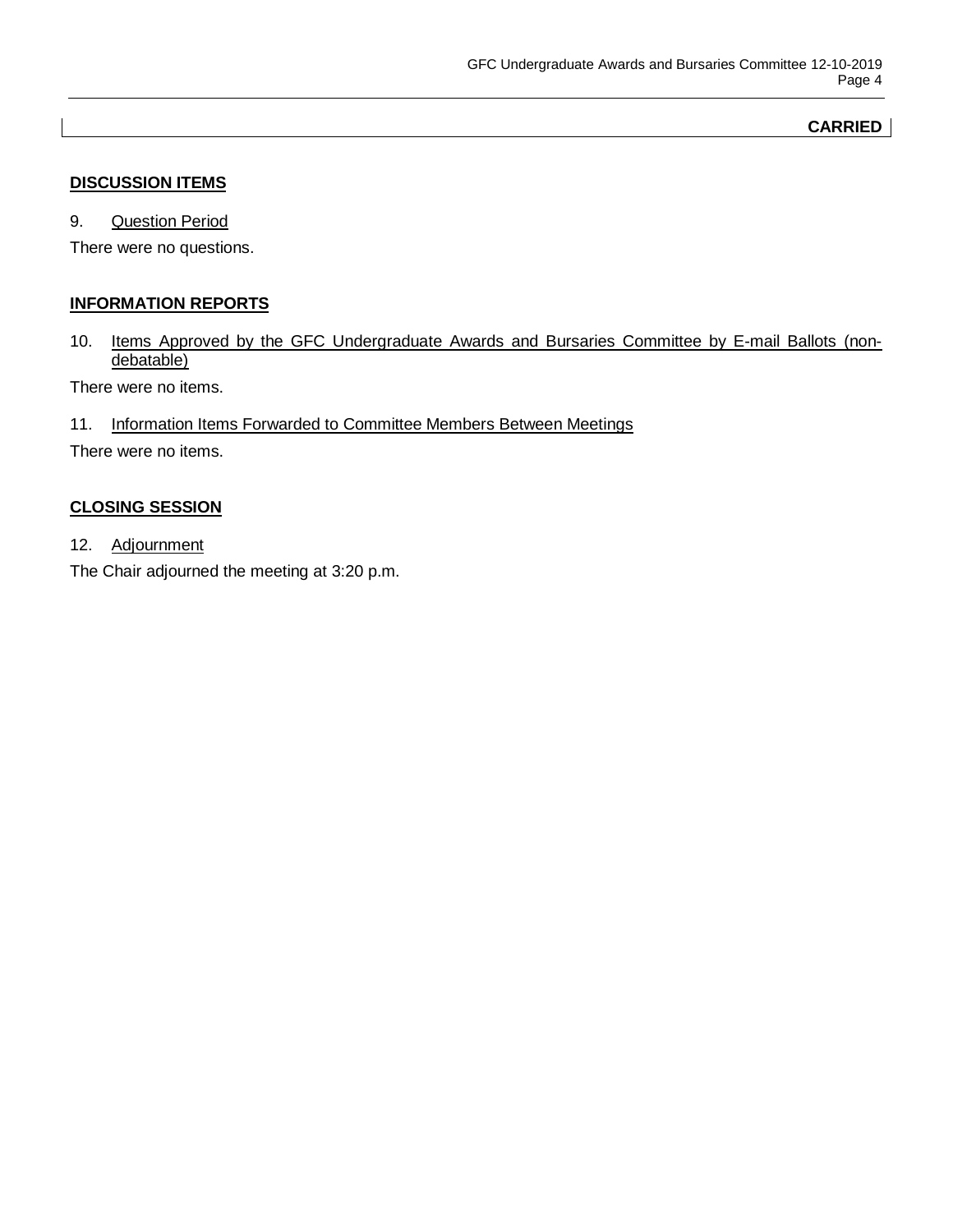**CARRIED**

## DISCUSSION ITEMS

9. Question Period

There were no questions.

## INFORMATION REPORTS

10. Items Approved by the GFC Undergraduate Awards and Bursaries Committee by E-mail Ballots (non-debatable)

There were no items.

11. Information Items Forwarded to Committee Members Between Meetings

There were no items.

## CLOSING SESSION

12. Adjournment

The Chair adjourned the meeting at 3:20 p.m.